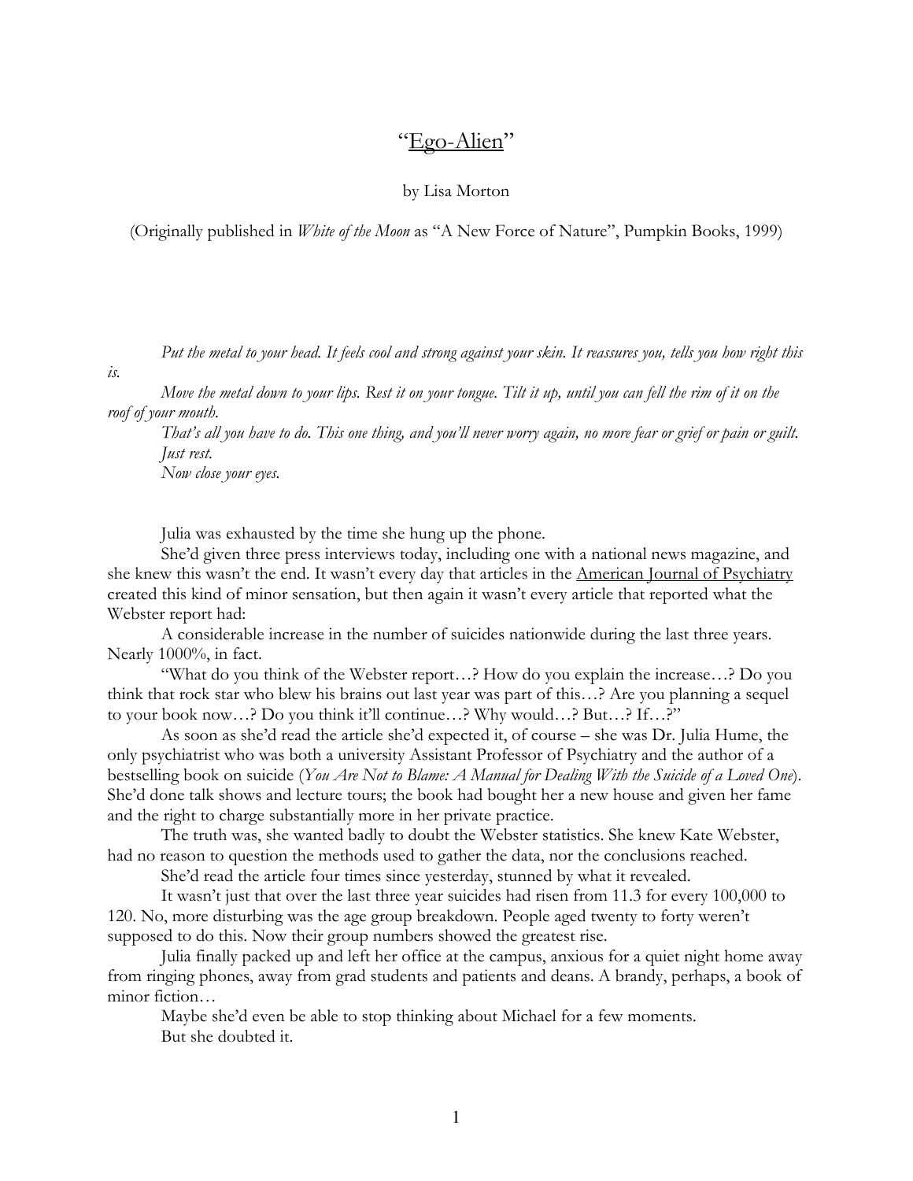# “Ego-Alien”

by Lisa Morton

(Originally published in *White of the Moon* as “A New Force of Nature”, Pumpkin Books, 1999)

*Put the metal to your head. It feels cool and strong against your skin. It reassures you, tells you how right this is.*

*Move the metal down to your lips. Rest it on your tongue. Tilt it up, until you can fell the rim of it on the roof of your mouth.*

*That’s all you have to do. This one thing, and you’ll never worry again, no more fear or grief or pain or guilt. Just rest.*

*Now close your eyes.*

Julia was exhausted by the time she hung up the phone.

She’d given three press interviews today, including one with a national news magazine, and she knew this wasn’t the end. It wasn’t every day that articles in the American Journal of Psychiatry created this kind of minor sensation, but then again it wasn’t every article that reported what the Webster report had:

A considerable increase in the number of suicides nationwide during the last three years. Nearly 1000%, in fact.

“What do you think of the Webster report…? How do you explain the increase…? Do you think that rock star who blew his brains out last year was part of this…? Are you planning a sequel to your book now…? Do you think it’ll continue…? Why would…? But…? If…?”

As soon as she’d read the article she’d expected it, of course – she was Dr. Julia Hume, the only psychiatrist who was both a university Assistant Professor of Psychiatry and the author of a bestselling book on suicide (*You Are Not to Blame: A Manual for Dealing With the Suicide of a Loved One*). She’d done talk shows and lecture tours; the book had bought her a new house and given her fame and the right to charge substantially more in her private practice.

The truth was, she wanted badly to doubt the Webster statistics. She knew Kate Webster, had no reason to question the methods used to gather the data, nor the conclusions reached.

She’d read the article four times since yesterday, stunned by what it revealed.

It wasn’t just that over the last three year suicides had risen from 11.3 for every 100,000 to 120. No, more disturbing was the age group breakdown. People aged twenty to forty weren’t supposed to do this. Now their group numbers showed the greatest rise.

Julia finally packed up and left her office at the campus, anxious for a quiet night home away from ringing phones, away from grad students and patients and deans. A brandy, perhaps, a book of minor fiction…

Maybe she’d even be able to stop thinking about Michael for a few moments.

But she doubted it.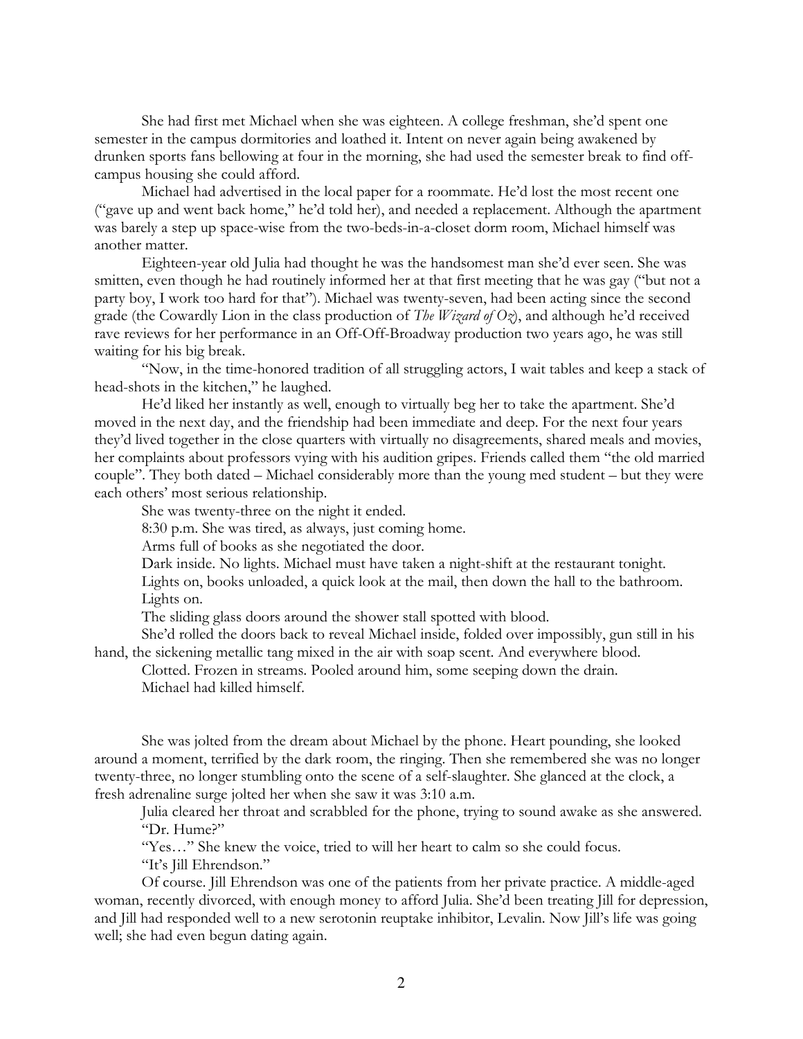She had first met Michael when she was eighteen. A college freshman, she'd spent one semester in the campus dormitories and loathed it. Intent on never again being awakened by drunken sports fans bellowing at four in the morning, she had used the semester break to find off-campus housing she could afford.

Michael had advertised in the local paper for a roommate. He'd lost the most recent one ("gave up and went back home," he'd told her), and needed a replacement. Although the apartment was barely a step up space-wise from the two-beds-in-a-closet dorm room, Michael himself was another matter.

Eighteen-year old Julia had thought he was the handsomest man she'd ever seen. She was smitten, even though he had routinely informed her at that first meeting that he was gay ("but not a party boy, I work too hard for that"). Michael was twenty-seven, had been acting since the second grade (the Cowardly Lion in the class production of *The Wizard of Oz*), and although he'd received rave reviews for her performance in an Off-Off-Broadway production two years ago, he was still waiting for his big break.

"Now, in the time-honored tradition of all struggling actors, I wait tables and keep a stack of head-shots in the kitchen," he laughed.

He'd liked her instantly as well, enough to virtually beg her to take the apartment. She'd moved in the next day, and the friendship had been immediate and deep. For the next four years they'd lived together in the close quarters with virtually no disagreements, shared meals and movies, her complaints about professors vying with his audition gripes. Friends called them "the old married couple". They both dated – Michael considerably more than the young med student – but they were each others' most serious relationship.

She was twenty-three on the night it ended.

8:30 p.m. She was tired, as always, just coming home.

Arms full of books as she negotiated the door.

Dark inside. No lights. Michael must have taken a night-shift at the restaurant tonight.

Lights on, books unloaded, a quick look at the mail, then down the hall to the bathroom.

Lights on.

The sliding glass doors around the shower stall spotted with blood.

She'd rolled the doors back to reveal Michael inside, folded over impossibly, gun still in his hand, the sickening metallic tang mixed in the air with soap scent. And everywhere blood.

Clotted. Frozen in streams. Pooled around him, some seeping down the drain.

Michael had killed himself.

She was jolted from the dream about Michael by the phone. Heart pounding, she looked around a moment, terrified by the dark room, the ringing. Then she remembered she was no longer twenty-three, no longer stumbling onto the scene of a self-slaughter. She glanced at the clock, a fresh adrenaline surge jolted her when she saw it was 3:10 a.m.

Julia cleared her throat and scrabbled for the phone, trying to sound awake as she answered.

"Dr. Hume?"

"Yes…" She knew the voice, tried to will her heart to calm so she could focus.

"It's Jill Ehrendson."

Of course. Jill Ehrendson was one of the patients from her private practice. A middle-aged woman, recently divorced, with enough money to afford Julia. She'd been treating Jill for depression, and Jill had responded well to a new serotonin reuptake inhibitor, Levalin. Now Jill's life was going well; she had even begun dating again.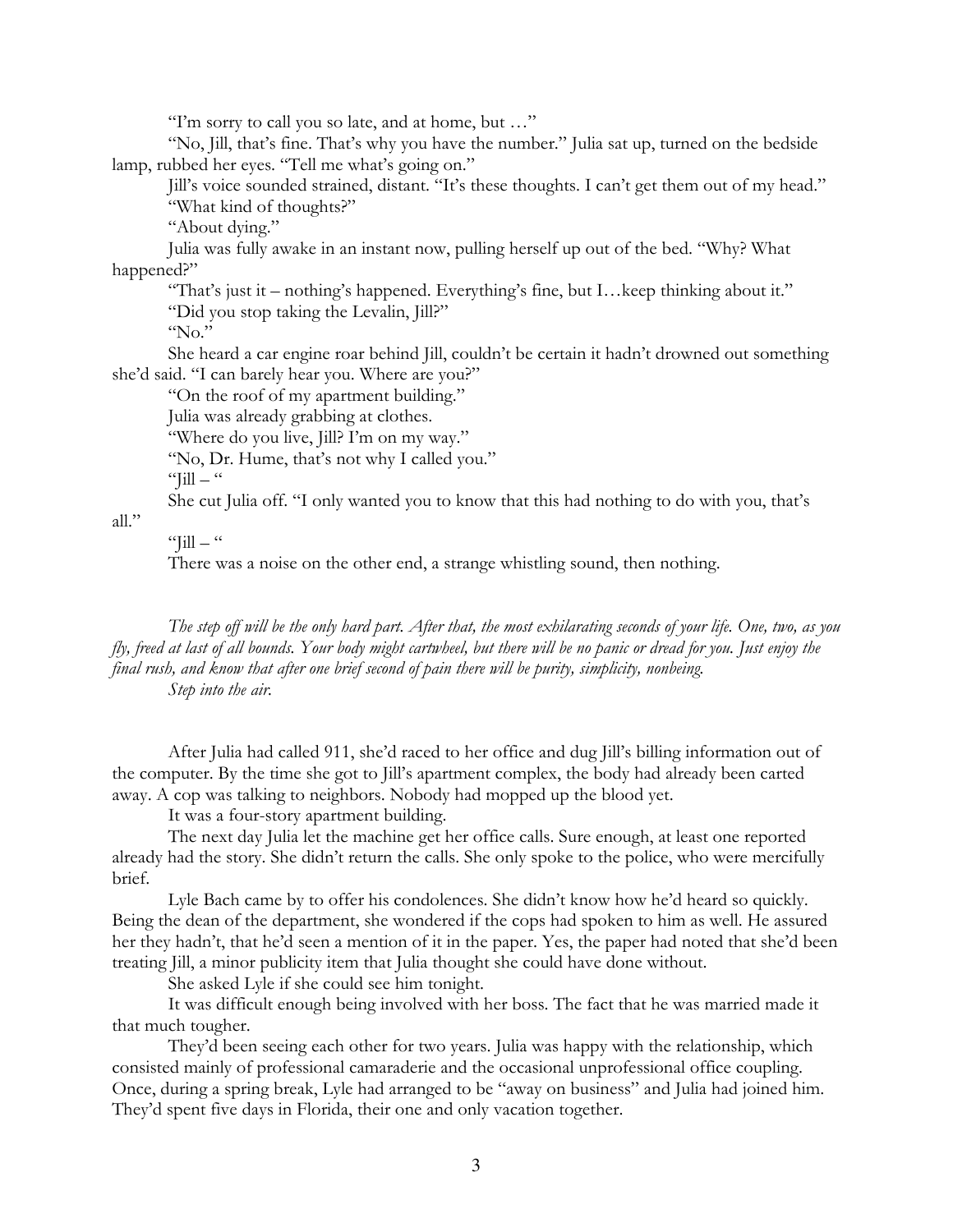"I'm sorry to call you so late, and at home, but …"

"No, Jill, that's fine. That's why you have the number." Julia sat up, turned on the bedside lamp, rubbed her eyes. "Tell me what's going on."

Jill's voice sounded strained, distant. "It's these thoughts. I can't get them out of my head."

"What kind of thoughts?"

"About dying."

Julia was fully awake in an instant now, pulling herself up out of the bed. "Why? What happened?"

"That's just it – nothing's happened. Everything's fine, but I…keep thinking about it."

"Did you stop taking the Levalin, Jill?"

"No."

She heard a car engine roar behind Jill, couldn't be certain it hadn't drowned out something she'd said. "I can barely hear you. Where are you?"

"On the roof of my apartment building."

Julia was already grabbing at clothes.

"Where do you live, Jill? I'm on my way."

"No, Dr. Hume, that's not why I called you."

"Jill – "

She cut Julia off. "I only wanted you to know that this had nothing to do with you, that's all."

"Jill – "

There was a noise on the other end, a strange whistling sound, then nothing.

*The step off will be the only hard part. After that, the most exhilarating seconds of your life. One, two, as you fly, freed at last of all bounds. Your body might cartwheel, but there will be no panic or dread for you. Just enjoy the final rush, and know that after one brief second of pain there will be purity, simplicity, nonbeing.*

*Step into the air.*

After Julia had called 911, she'd raced to her office and dug Jill's billing information out of the computer. By the time she got to Jill's apartment complex, the body had already been carted away. A cop was talking to neighbors. Nobody had mopped up the blood yet.

It was a four-story apartment building.

The next day Julia let the machine get her office calls. Sure enough, at least one reported already had the story. She didn't return the calls. She only spoke to the police, who were mercifully brief.

Lyle Bach came by to offer his condolences. She didn't know how he'd heard so quickly. Being the dean of the department, she wondered if the cops had spoken to him as well. He assured her they hadn't, that he'd seen a mention of it in the paper. Yes, the paper had noted that she'd been treating Jill, a minor publicity item that Julia thought she could have done without.

She asked Lyle if she could see him tonight.

It was difficult enough being involved with her boss. The fact that he was married made it that much tougher.

They'd been seeing each other for two years. Julia was happy with the relationship, which consisted mainly of professional camaraderie and the occasional unprofessional office coupling. Once, during a spring break, Lyle had arranged to be "away on business" and Julia had joined him. They'd spent five days in Florida, their one and only vacation together.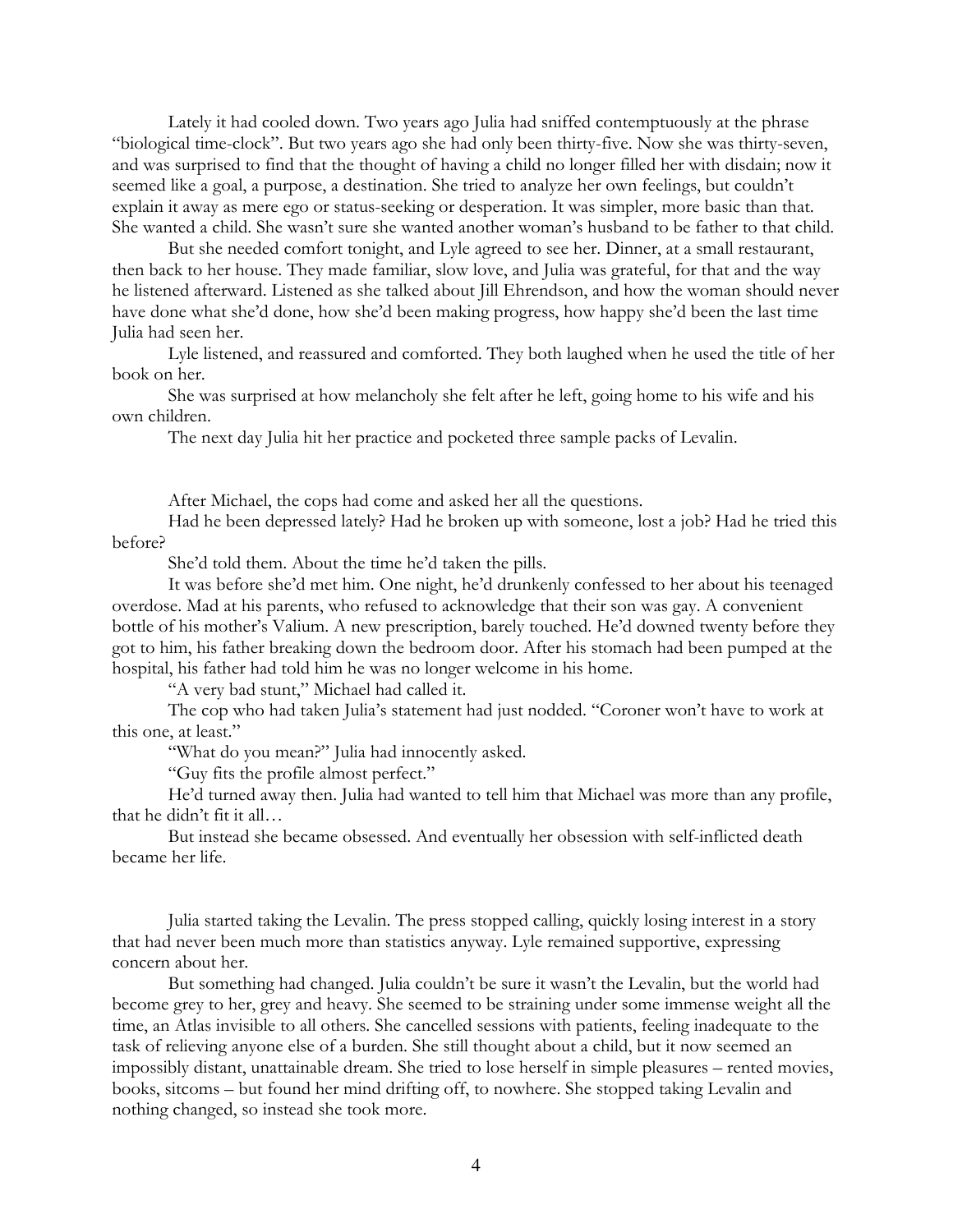Lately it had cooled down. Two years ago Julia had sniffed contemptuously at the phrase "biological time-clock". But two years ago she had only been thirty-five. Now she was thirty-seven, and was surprised to find that the thought of having a child no longer filled her with disdain; now it seemed like a goal, a purpose, a destination. She tried to analyze her own feelings, but couldn't explain it away as mere ego or status-seeking or desperation. It was simpler, more basic than that. She wanted a child. She wasn't sure she wanted another woman's husband to be father to that child.

But she needed comfort tonight, and Lyle agreed to see her. Dinner, at a small restaurant, then back to her house. They made familiar, slow love, and Julia was grateful, for that and the way he listened afterward. Listened as she talked about Jill Ehrendson, and how the woman should never have done what she'd done, how she'd been making progress, how happy she'd been the last time Julia had seen her.

Lyle listened, and reassured and comforted. They both laughed when he used the title of her book on her.

She was surprised at how melancholy she felt after he left, going home to his wife and his own children.

The next day Julia hit her practice and pocketed three sample packs of Levalin.

After Michael, the cops had come and asked her all the questions.

Had he been depressed lately? Had he broken up with someone, lost a job? Had he tried this before?

She'd told them. About the time he'd taken the pills.

It was before she'd met him. One night, he'd drunkenly confessed to her about his teenaged overdose. Mad at his parents, who refused to acknowledge that their son was gay. A convenient bottle of his mother's Valium. A new prescription, barely touched. He'd downed twenty before they got to him, his father breaking down the bedroom door. After his stomach had been pumped at the hospital, his father had told him he was no longer welcome in his home.

"A very bad stunt," Michael had called it.

The cop who had taken Julia's statement had just nodded. "Coroner won't have to work at this one, at least."

"What do you mean?" Julia had innocently asked.

"Guy fits the profile almost perfect."

He'd turned away then. Julia had wanted to tell him that Michael was more than any profile, that he didn't fit it all…

But instead she became obsessed. And eventually her obsession with self-inflicted death became her life.

Julia started taking the Levalin. The press stopped calling, quickly losing interest in a story that had never been much more than statistics anyway. Lyle remained supportive, expressing concern about her.

But something had changed. Julia couldn't be sure it wasn't the Levalin, but the world had become grey to her, grey and heavy. She seemed to be straining under some immense weight all the time, an Atlas invisible to all others. She cancelled sessions with patients, feeling inadequate to the task of relieving anyone else of a burden. She still thought about a child, but it now seemed an impossibly distant, unattainable dream. She tried to lose herself in simple pleasures – rented movies, books, sitcoms – but found her mind drifting off, to nowhere. She stopped taking Levalin and nothing changed, so instead she took more.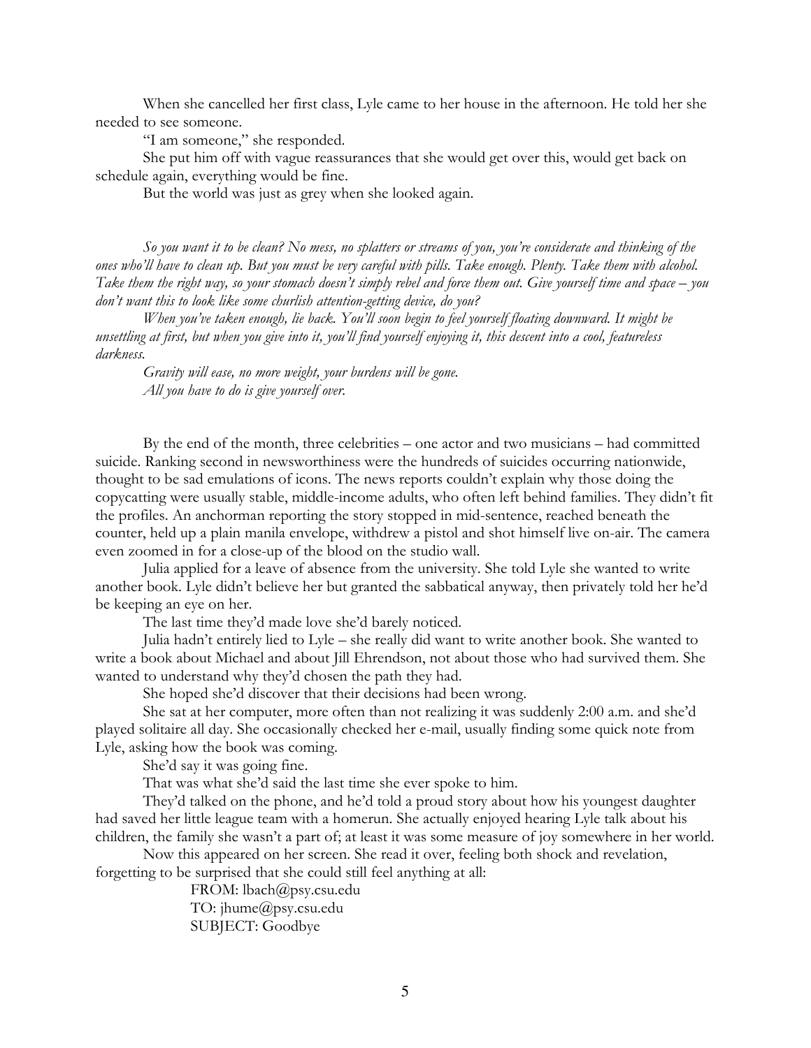When she cancelled her first class, Lyle came to her house in the afternoon. He told her she needed to see someone.

"I am someone," she responded.

She put him off with vague reassurances that she would get over this, would get back on schedule again, everything would be fine.

But the world was just as grey when she looked again.

*So you want it to be clean? No mess, no splatters or streams of you, you're considerate and thinking of the ones who'll have to clean up. But you must be very careful with pills. Take enough. Plenty. Take them with alcohol. Take them the right way, so your stomach doesn't simply rebel and force them out. Give yourself time and space – you don't want this to look like some churlish attention-getting device, do you?*

*When you've taken enough, lie back. You'll soon begin to feel yourself floating downward. It might be unsettling at first, but when you give into it, you'll find yourself enjoying it, this descent into a cool, featureless darkness.*

*Gravity will ease, no more weight, your burdens will be gone.*

*All you have to do is give yourself over.*

By the end of the month, three celebrities – one actor and two musicians – had committed suicide. Ranking second in newsworthiness were the hundreds of suicides occurring nationwide, thought to be sad emulations of icons. The news reports couldn't explain why those doing the copycatting were usually stable, middle-income adults, who often left behind families. They didn't fit the profiles. An anchorman reporting the story stopped in mid-sentence, reached beneath the counter, held up a plain manila envelope, withdrew a pistol and shot himself live on-air. The camera even zoomed in for a close-up of the blood on the studio wall.

Julia applied for a leave of absence from the university. She told Lyle she wanted to write another book. Lyle didn't believe her but granted the sabbatical anyway, then privately told her he'd be keeping an eye on her.

The last time they'd made love she'd barely noticed.

Julia hadn't entirely lied to Lyle – she really did want to write another book. She wanted to write a book about Michael and about Jill Ehrendson, not about those who had survived them. She wanted to understand why they'd chosen the path they had.

She hoped she'd discover that their decisions had been wrong.

She sat at her computer, more often than not realizing it was suddenly 2:00 a.m. and she'd played solitaire all day. She occasionally checked her e-mail, usually finding some quick note from Lyle, asking how the book was coming.

She'd say it was going fine.

That was what she'd said the last time she ever spoke to him.

They'd talked on the phone, and he'd told a proud story about how his youngest daughter had saved her little league team with a homerun. She actually enjoyed hearing Lyle talk about his children, the family she wasn't a part of; at least it was some measure of joy somewhere in her world.

Now this appeared on her screen. She read it over, feeling both shock and revelation, forgetting to be surprised that she could still feel anything at all:

FROM: lbach@psy.csu.edu
TO: jhume@psy.csu.edu
SUBJECT: Goodbye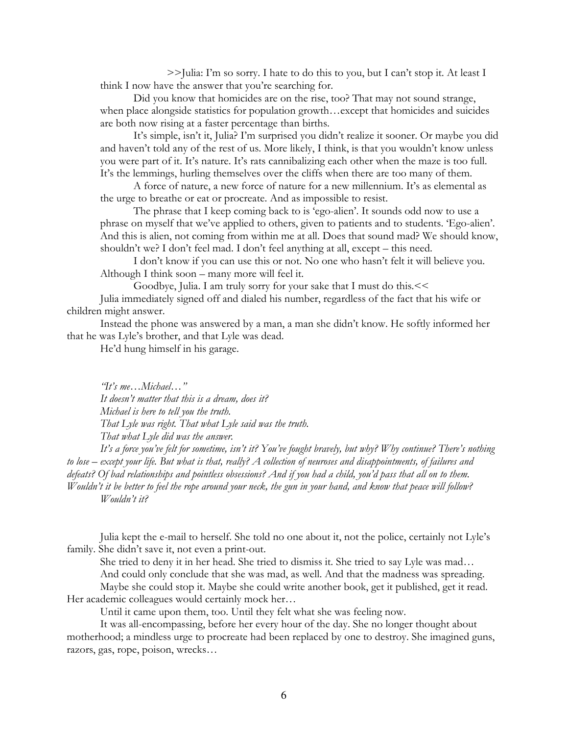>>Julia: I'm so sorry. I hate to do this to you, but I can't stop it. At least I think I now have the answer that you're searching for.

Did you know that homicides are on the rise, too? That may not sound strange, when place alongside statistics for population growth…except that homicides and suicides are both now rising at a faster percentage than births.

It's simple, isn't it, Julia? I'm surprised you didn't realize it sooner. Or maybe you did and haven't told any of the rest of us. More likely, I think, is that you wouldn't know unless you were part of it. It's nature. It's rats cannibalizing each other when the maze is too full. It's the lemmings, hurling themselves over the cliffs when there are too many of them.

A force of nature, a new force of nature for a new millennium. It's as elemental as the urge to breathe or eat or procreate. And as impossible to resist.

The phrase that I keep coming back to is 'ego-alien'. It sounds odd now to use a phrase on myself that we've applied to others, given to patients and to students. 'Ego-alien'. And this is alien, not coming from within me at all. Does that sound mad? We should know, shouldn't we? I don't feel mad. I don't feel anything at all, except – this need.

I don't know if you can use this or not. No one who hasn't felt it will believe you. Although I think soon – many more will feel it.

Goodbye, Julia. I am truly sorry for your sake that I must do this.<<

Julia immediately signed off and dialed his number, regardless of the fact that his wife or children might answer.

Instead the phone was answered by a man, a man she didn't know. He softly informed her that he was Lyle's brother, and that Lyle was dead.

He'd hung himself in his garage.

*"It's me…Michael…"*

*It doesn't matter that this is a dream, does it?*

*Michael is here to tell you the truth.*

*That Lyle was right. That what Lyle said was the truth.*

*That what Lyle did was the answer.*

*It's a force you've felt for sometime, isn't it? You've fought bravely, but why? Why continue? There's nothing to lose – except your life. But what is that, really? A collection of neuroses and disappointments, of failures and defeats? Of bad relationships and pointless obsessions? And if you had a child, you'd pass that all on to them. Wouldn't it be better to feel the rope around your neck, the gun in your hand, and know that peace will follow?*

*Wouldn't it?*

Julia kept the e-mail to herself. She told no one about it, not the police, certainly not Lyle's family. She didn't save it, not even a print-out.

She tried to deny it in her head. She tried to dismiss it. She tried to say Lyle was mad…

And could only conclude that she was mad, as well. And that the madness was spreading.

Maybe she could stop it. Maybe she could write another book, get it published, get it read. Her academic colleagues would certainly mock her…

Until it came upon them, too. Until they felt what she was feeling now.

It was all-encompassing, before her every hour of the day. She no longer thought about motherhood; a mindless urge to procreate had been replaced by one to destroy. She imagined guns, razors, gas, rope, poison, wrecks…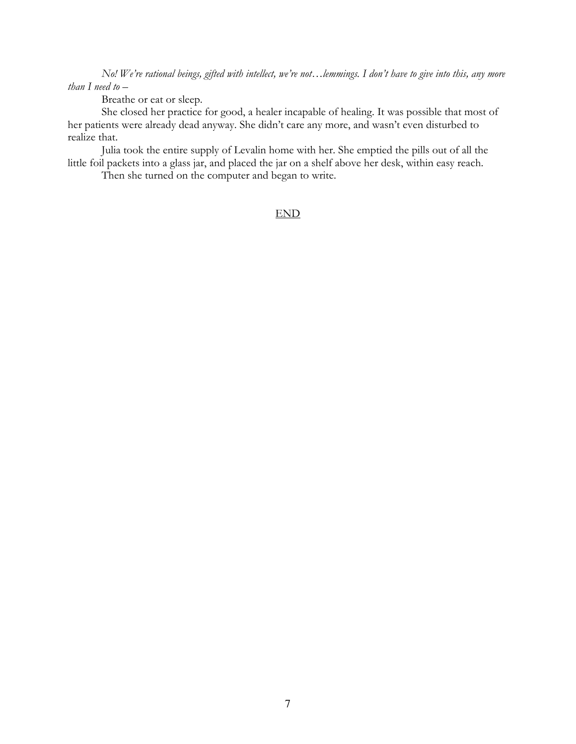*No! We're rational beings, gifted with intellect, we're not…lemmings. I don't have to give into this, any more than I need to –*

Breathe or eat or sleep.

She closed her practice for good, a healer incapable of healing. It was possible that most of her patients were already dead anyway. She didn't care any more, and wasn't even disturbed to realize that.

Julia took the entire supply of Levalin home with her. She emptied the pills out of all the little foil packets into a glass jar, and placed the jar on a shelf above her desk, within easy reach.

Then she turned on the computer and began to write.

<u>END</u>